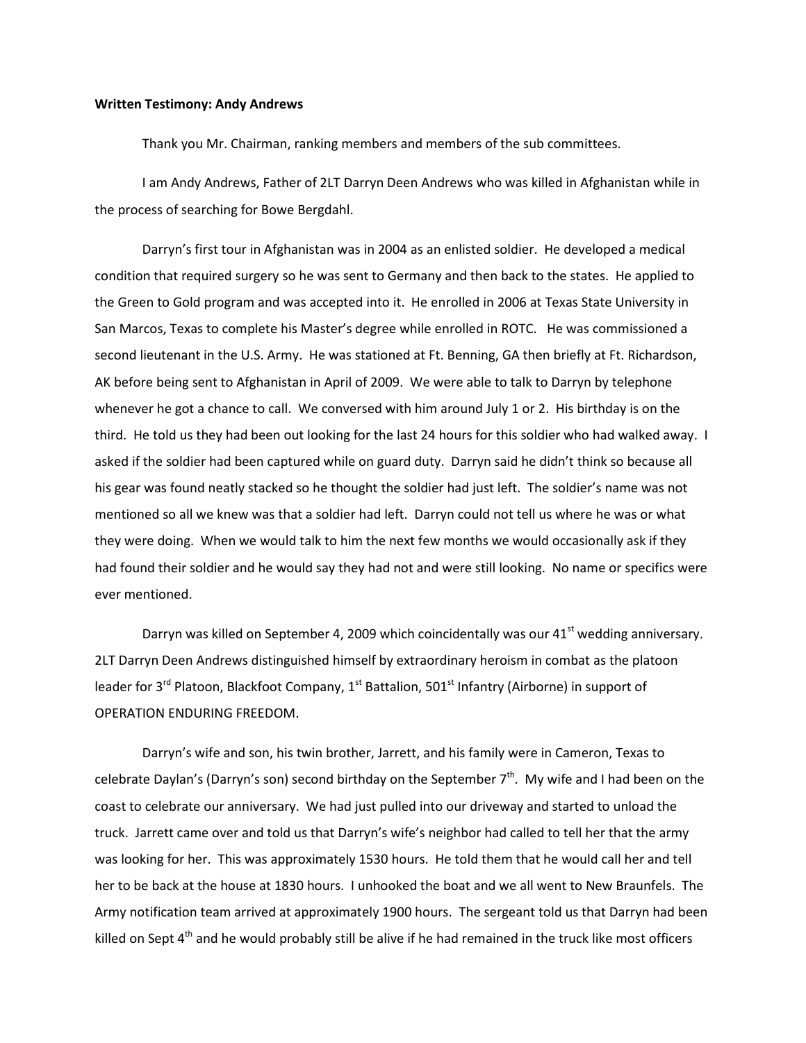**Written Testimony: Andy Andrews**

Thank you Mr. Chairman, ranking members and members of the sub committees.

I am Andy Andrews, Father of 2LT Darryn Deen Andrews who was killed in Afghanistan while in the process of searching for Bowe Bergdahl.

Darryn's first tour in Afghanistan was in 2004 as an enlisted soldier. He developed a medical condition that required surgery so he was sent to Germany and then back to the states. He applied to the Green to Gold program and was accepted into it. He enrolled in 2006 at Texas State University in San Marcos, Texas to complete his Master's degree while enrolled in ROTC. He was commissioned a second lieutenant in the U.S. Army. He was stationed at Ft. Benning, GA then briefly at Ft. Richardson, AK before being sent to Afghanistan in April of 2009. We were able to talk to Darryn by telephone whenever he got a chance to call. We conversed with him around July 1 or 2. His birthday is on the third. He told us they had been out looking for the last 24 hours for this soldier who had walked away. I asked if the soldier had been captured while on guard duty. Darryn said he didn't think so because all his gear was found neatly stacked so he thought the soldier had just left. The soldier's name was not mentioned so all we knew was that a soldier had left. Darryn could not tell us where he was or what they were doing. When we would talk to him the next few months we would occasionally ask if they had found their soldier and he would say they had not and were still looking. No name or specifics were ever mentioned.

Darryn was killed on September 4, 2009 which coincidentally was our 41st wedding anniversary. 2LT Darryn Deen Andrews distinguished himself by extraordinary heroism in combat as the platoon leader for 3rd Platoon, Blackfoot Company, 1st Battalion, 501st Infantry (Airborne) in support of OPERATION ENDURING FREEDOM.

Darryn's wife and son, his twin brother, Jarrett, and his family were in Cameron, Texas to celebrate Daylan's (Darryn's son) second birthday on the September 7th. My wife and I had been on the coast to celebrate our anniversary. We had just pulled into our driveway and started to unload the truck. Jarrett came over and told us that Darryn's wife's neighbor had called to tell her that the army was looking for her. This was approximately 1530 hours. He told them that he would call her and tell her to be back at the house at 1830 hours. I unhooked the boat and we all went to New Braunfels. The Army notification team arrived at approximately 1900 hours. The sergeant told us that Darryn had been killed on Sept 4th and he would probably still be alive if he had remained in the truck like most officers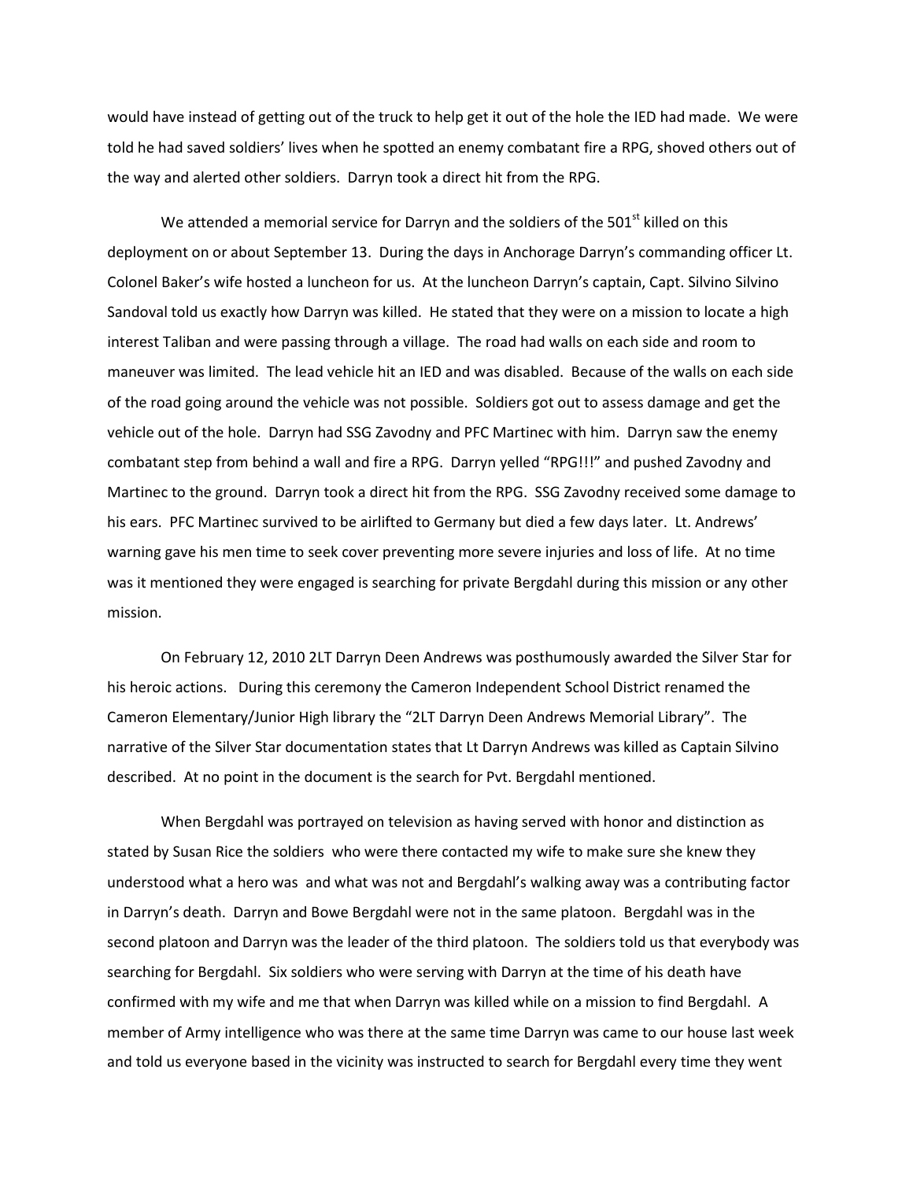would have instead of getting out of the truck to help get it out of the hole the IED had made. We were told he had saved soldiers' lives when he spotted an enemy combatant fire a RPG, shoved others out of the way and alerted other soldiers. Darryn took a direct hit from the RPG.

We attended a memorial service for Darryn and the soldiers of the 501st killed on this deployment on or about September 13. During the days in Anchorage Darryn's commanding officer Lt. Colonel Baker's wife hosted a luncheon for us. At the luncheon Darryn's captain, Capt. Silvino Silvino Sandoval told us exactly how Darryn was killed. He stated that they were on a mission to locate a high interest Taliban and were passing through a village. The road had walls on each side and room to maneuver was limited. The lead vehicle hit an IED and was disabled. Because of the walls on each side of the road going around the vehicle was not possible. Soldiers got out to assess damage and get the vehicle out of the hole. Darryn had SSG Zavodny and PFC Martinec with him. Darryn saw the enemy combatant step from behind a wall and fire a RPG. Darryn yelled "RPG!!!" and pushed Zavodny and Martinec to the ground. Darryn took a direct hit from the RPG. SSG Zavodny received some damage to his ears. PFC Martinec survived to be airlifted to Germany but died a few days later. Lt. Andrews' warning gave his men time to seek cover preventing more severe injuries and loss of life. At no time was it mentioned they were engaged is searching for private Bergdahl during this mission or any other mission.

On February 12, 2010 2LT Darryn Deen Andrews was posthumously awarded the Silver Star for his heroic actions. During this ceremony the Cameron Independent School District renamed the Cameron Elementary/Junior High library the "2LT Darryn Deen Andrews Memorial Library". The narrative of the Silver Star documentation states that Lt Darryn Andrews was killed as Captain Silvino described. At no point in the document is the search for Pvt. Bergdahl mentioned.

When Bergdahl was portrayed on television as having served with honor and distinction as stated by Susan Rice the soldiers who were there contacted my wife to make sure she knew they understood what a hero was and what was not and Bergdahl's walking away was a contributing factor in Darryn's death. Darryn and Bowe Bergdahl were not in the same platoon. Bergdahl was in the second platoon and Darryn was the leader of the third platoon. The soldiers told us that everybody was searching for Bergdahl. Six soldiers who were serving with Darryn at the time of his death have confirmed with my wife and me that when Darryn was killed while on a mission to find Bergdahl. A member of Army intelligence who was there at the same time Darryn was came to our house last week and told us everyone based in the vicinity was instructed to search for Bergdahl every time they went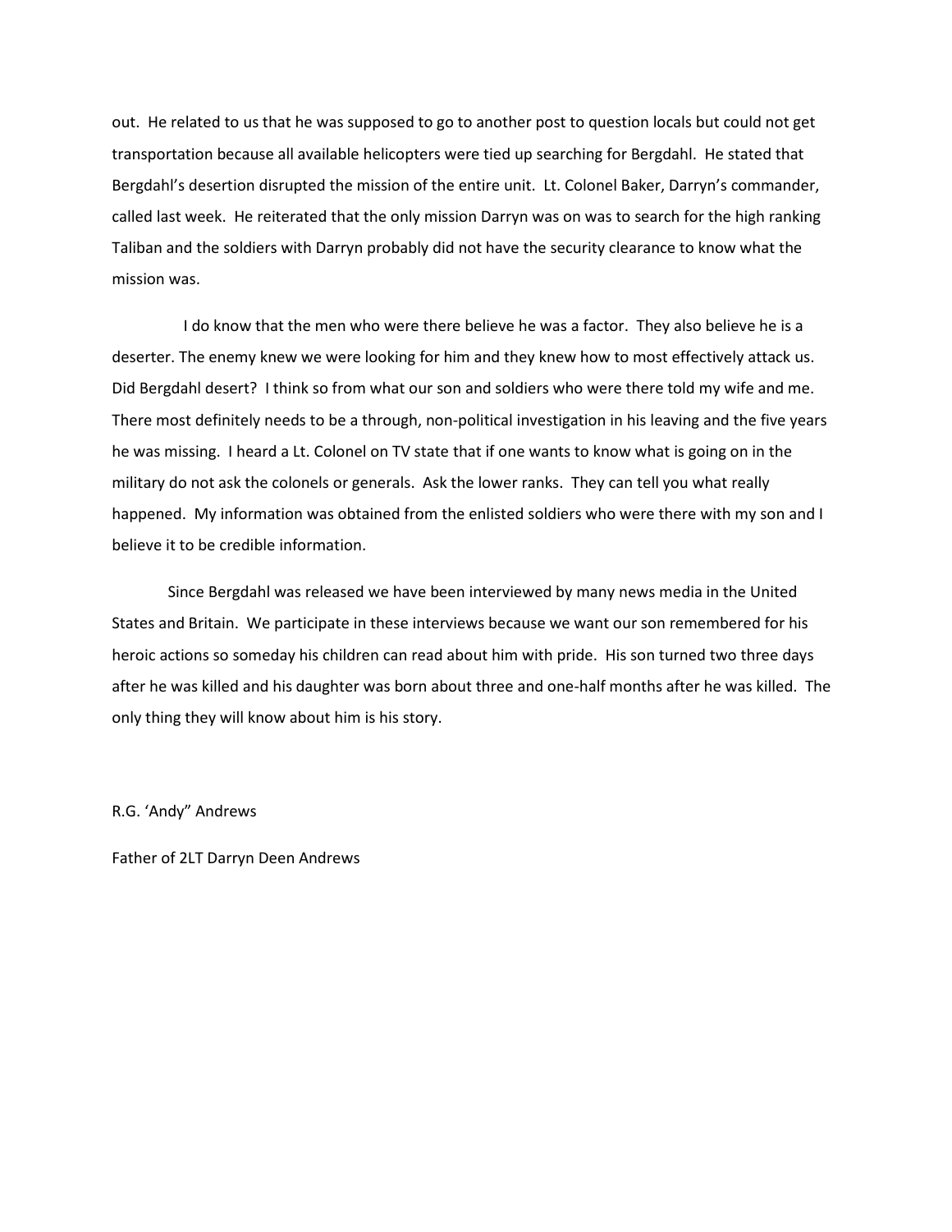out. He related to us that he was supposed to go to another post to question locals but could not get transportation because all available helicopters were tied up searching for Bergdahl. He stated that Bergdahl's desertion disrupted the mission of the entire unit. Lt. Colonel Baker, Darryn's commander, called last week. He reiterated that the only mission Darryn was on was to search for the high ranking Taliban and the soldiers with Darryn probably did not have the security clearance to know what the mission was.

I do know that the men who were there believe he was a factor. They also believe he is a deserter. The enemy knew we were looking for him and they knew how to most effectively attack us. Did Bergdahl desert? I think so from what our son and soldiers who were there told my wife and me. There most definitely needs to be a through, non-political investigation in his leaving and the five years he was missing. I heard a Lt. Colonel on TV state that if one wants to know what is going on in the military do not ask the colonels or generals. Ask the lower ranks. They can tell you what really happened. My information was obtained from the enlisted soldiers who were there with my son and I believe it to be credible information.

Since Bergdahl was released we have been interviewed by many news media in the United States and Britain. We participate in these interviews because we want our son remembered for his heroic actions so someday his children can read about him with pride. His son turned two three days after he was killed and his daughter was born about three and one-half months after he was killed. The only thing they will know about him is his story.

R.G. 'Andy" Andrews

Father of 2LT Darryn Deen Andrews